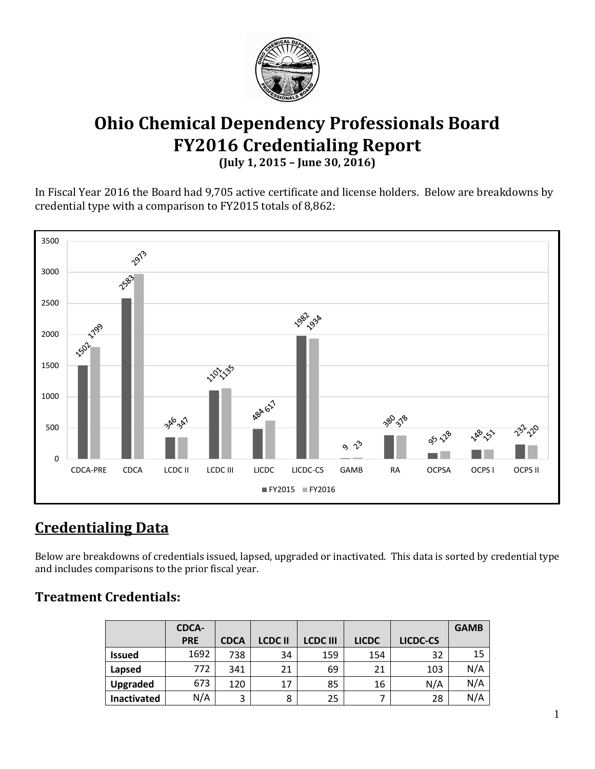# Ohio Chemical Dependency Professionals Board
# FY2016 Credentialing Report

**(July 1, 2015 – June 30, 2016)**

In Fiscal Year 2016 the Board had 9,705 active certificate and license holders. Below are breakdowns by credential type with a comparison to FY2015 totals of 8,862:

| | CDCA-PRE | CDCA | LCDC II | LCDC III | LICDC | LICDC-CS | GAMB | RA | OCPSA | OCPS I | OCPS II |
|---|---|---|---|---|---|---|---|---|---|---|---|
| FY2015 | 1502 | 2583 | 346 | 1101 | 484 | 1982 | 9 | 380 | 95 | 148 | 232 |
| FY2016 | 1799 | 2973 | 347 | 1135 | 617 | 1934 | 23 | 378 | 128 | 151 | 220 |

## Credentialing Data

Below are breakdowns of credentials issued, lapsed, upgraded or inactivated. This data is sorted by credential type and includes comparisons to the prior fiscal year.

### Treatment Credentials:

| | CDCA-PRE | CDCA | LCDC II | LCDC III | LICDC | LICDC-CS | GAMB |
|---|---|---|---|---|---|---|---|
| **Issued** | 1692 | 738 | 34 | 159 | 154 | 32 | 15 |
| **Lapsed** | 772 | 341 | 21 | 69 | 21 | 103 | N/A |
| **Upgraded** | 673 | 120 | 17 | 85 | 16 | N/A | N/A |
| **Inactivated** | N/A | 3 | 8 | 25 | 7 | 28 | N/A |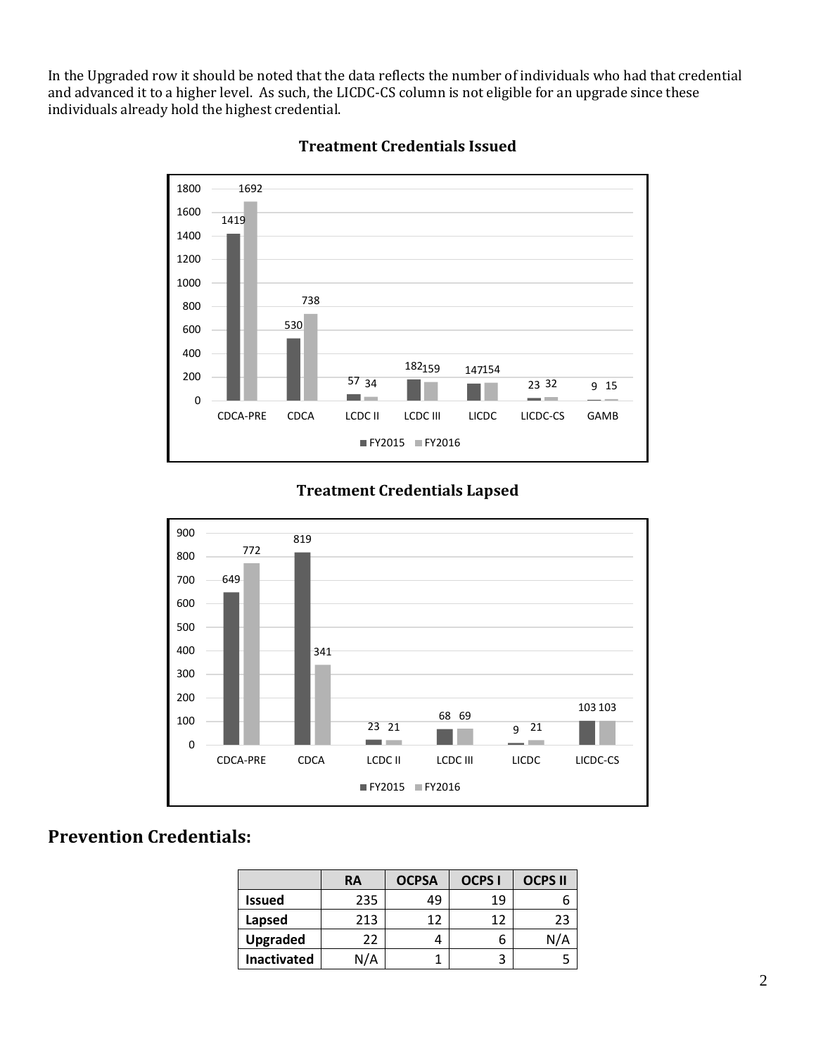In the Upgraded row it should be noted that the data reflects the number of individuals who had that credential and advanced it to a higher level. As such, the LICDC-CS column is not eligible for an upgrade since these individuals already hold the highest credential.

**Treatment Credentials Issued**

| | CDCA-PRE | CDCA | LCDC II | LCDC III | LICDC | LICDC-CS | GAMB |
|---|---|---|---|---|---|---|---|
| FY2015 | 1419 | 530 | 57 | 182 | 147 | 23 | 9 |
| FY2016 | 1692 | 738 | 34 | 159 | 154 | 32 | 15 |

**Treatment Credentials Lapsed**

| | CDCA-PRE | CDCA | LCDC II | LCDC III | LICDC | LICDC-CS |
|---|---|---|---|---|---|---|
| FY2015 | 649 | 819 | 23 | 68 | 9 | 103 |
| FY2016 | 772 | 341 | 21 | 69 | 21 | 103 |

## Prevention Credentials:

| | RA | OCPSA | OCPS I | OCPS II |
|---|---|---|---|---|
| **Issued** | 235 | 49 | 19 | 6 |
| **Lapsed** | 213 | 12 | 12 | 23 |
| **Upgraded** | 22 | 4 | 6 | N/A |
| **Inactivated** | N/A | 1 | 3 | 5 |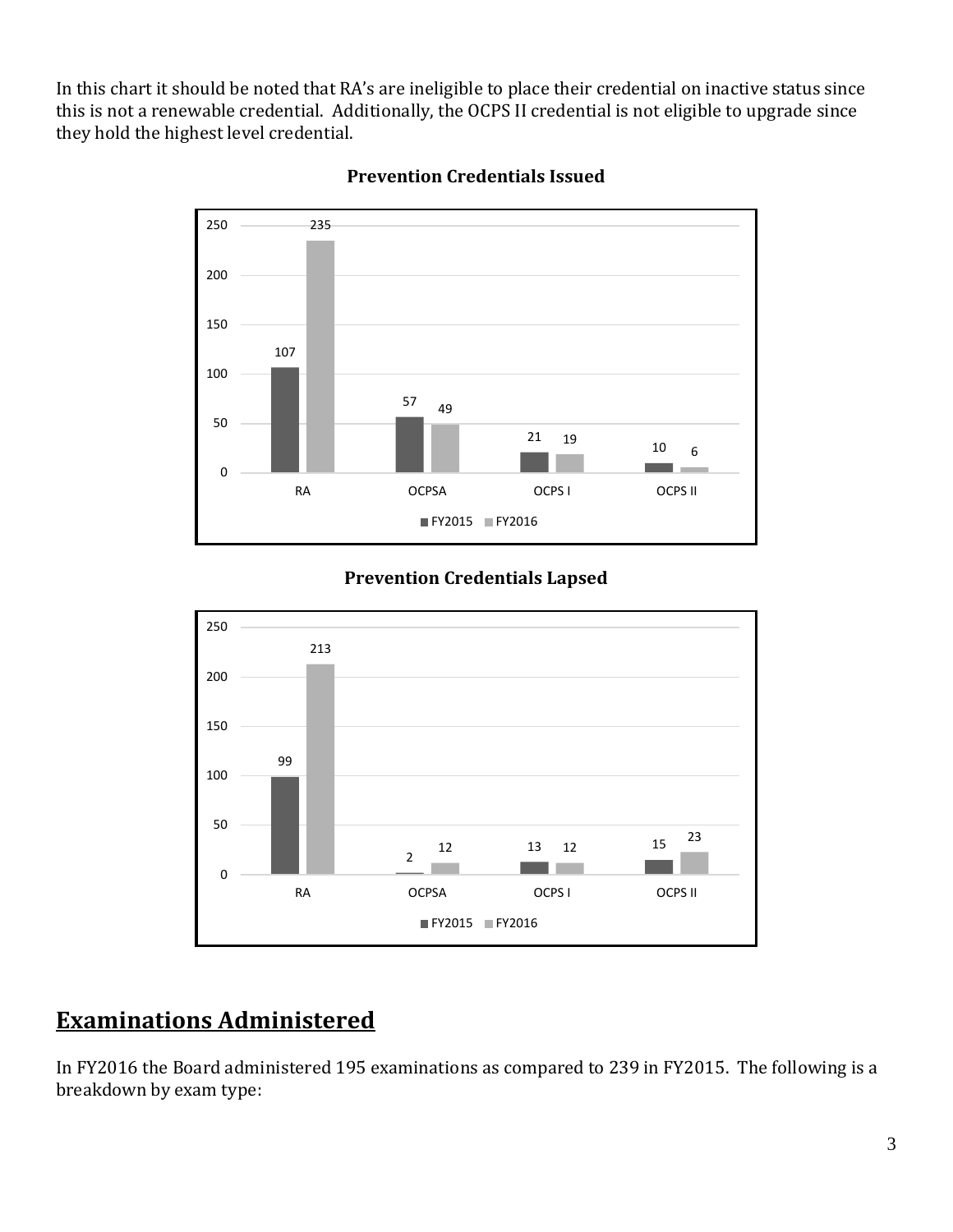In this chart it should be noted that RA's are ineligible to place their credential on inactive status since this is not a renewable credential. Additionally, the OCPS II credential is not eligible to upgrade since they hold the highest level credential.

**Prevention Credentials Issued**

| | FY2015 | FY2016 |
|---|---|---|
| RA | 107 | 235 |
| OCPSA | 57 | 49 |
| OCPS I | 21 | 19 |
| OCPS II | 10 | 6 |

**Prevention Credentials Lapsed**

| | FY2015 | FY2016 |
|---|---|---|
| RA | 99 | 213 |
| OCPSA | 2 | 12 |
| OCPS I | 13 | 12 |
| OCPS II | 15 | 23 |

## Examinations Administered

In FY2016 the Board administered 195 examinations as compared to 239 in FY2015. The following is a breakdown by exam type: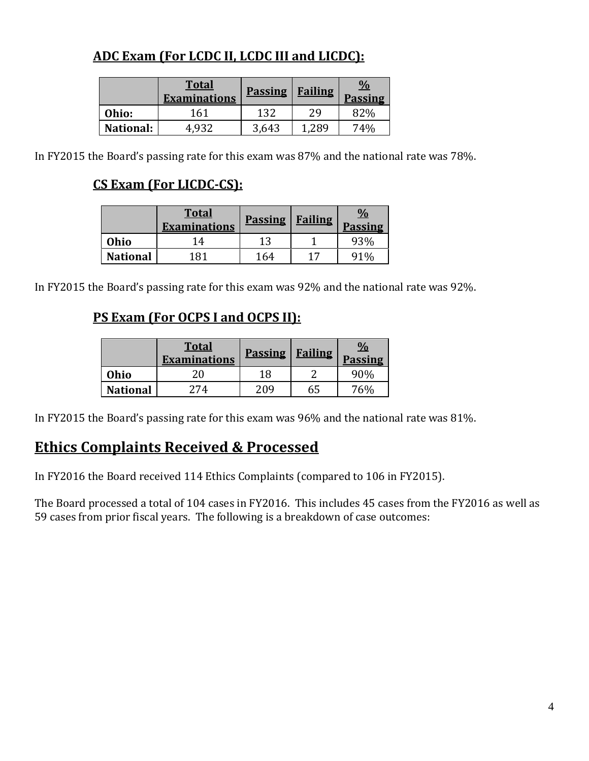### ADC Exam (For LCDC II, LCDC III and LICDC):

| | Total Examinations | Passing | Failing | % Passing |
|---|---|---|---|---|
| Ohio: | 161 | 132 | 29 | 82% |
| National: | 4,932 | 3,643 | 1,289 | 74% |

In FY2015 the Board's passing rate for this exam was 87% and the national rate was 78%.

### CS Exam (For LICDC-CS):

| | Total Examinations | Passing | Failing | % Passing |
|---|---|---|---|---|
| Ohio | 14 | 13 | 1 | 93% |
| National | 181 | 164 | 17 | 91% |

In FY2015 the Board's passing rate for this exam was 92% and the national rate was 92%.

### PS Exam (For OCPS I and OCPS II):

| | Total Examinations | Passing | Failing | % Passing |
|---|---|---|---|---|
| Ohio | 20 | 18 | 2 | 90% |
| National | 274 | 209 | 65 | 76% |

In FY2015 the Board's passing rate for this exam was 96% and the national rate was 81%.

## Ethics Complaints Received & Processed

In FY2016 the Board received 114 Ethics Complaints (compared to 106 in FY2015).

The Board processed a total of 104 cases in FY2016. This includes 45 cases from the FY2016 as well as 59 cases from prior fiscal years. The following is a breakdown of case outcomes: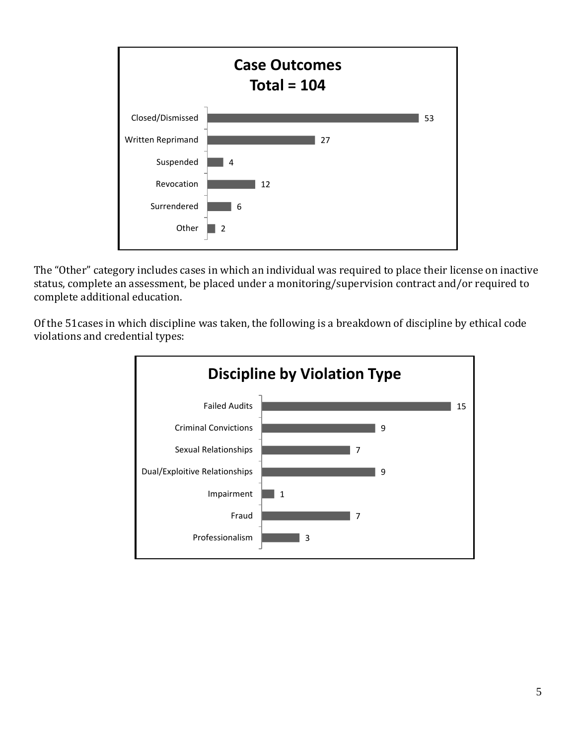**Case Outcomes**
**Total = 104**

| Outcome | Count |
| --- | --- |
| Closed/Dismissed | 53 |
| Written Reprimand | 27 |
| Suspended | 4 |
| Revocation | 12 |
| Surrendered | 6 |
| Other | 2 |

The "Other" category includes cases in which an individual was required to place their license on inactive status, complete an assessment, be placed under a monitoring/supervision contract and/or required to complete additional education.

Of the 51cases in which discipline was taken, the following is a breakdown of discipline by ethical code violations and credential types:

**Discipline by Violation Type**

| Violation Type | Count |
| --- | --- |
| Failed Audits | 15 |
| Criminal Convictions | 9 |
| Sexual Relationships | 7 |
| Dual/Exploitive Relationships | 9 |
| Impairment | 1 |
| Fraud | 7 |
| Professionalism | 3 |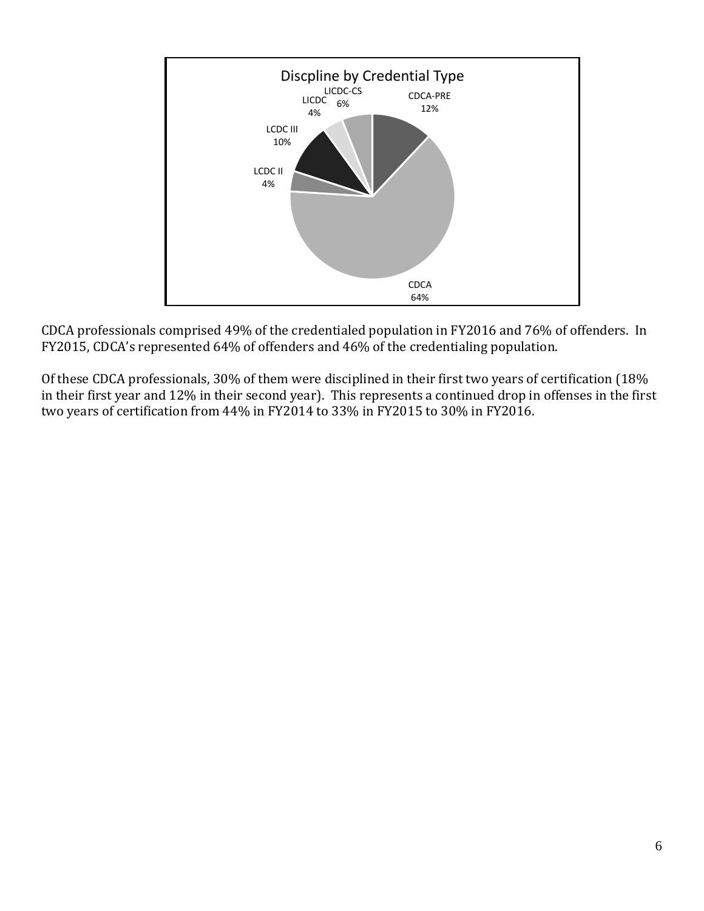Discpline by Credential Type

LICDC-CS
6%

CDCA-PRE
12%

LICDC
4%

LCDC III
10%

LCDC II
4%

CDCA
64%

CDCA professionals comprised 49% of the credentialed population in FY2016 and 76% of offenders. In FY2015, CDCA's represented 64% of offenders and 46% of the credentialing population.

Of these CDCA professionals, 30% of them were disciplined in their first two years of certification (18% in their first year and 12% in their second year). This represents a continued drop in offenses in the first two years of certification from 44% in FY2014 to 33% in FY2015 to 30% in FY2016.